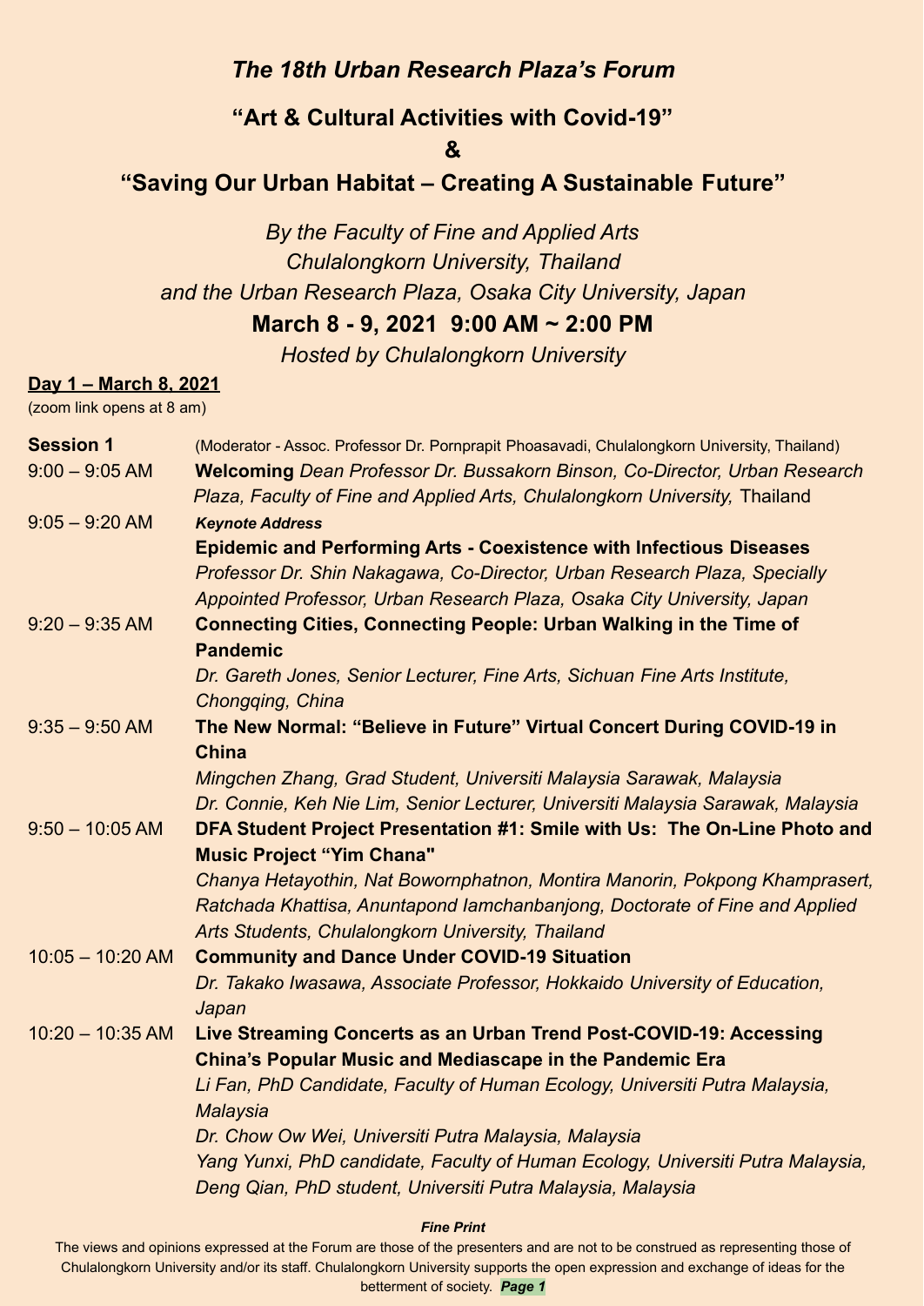# *The 18th Urban Research Plaza's Forum*

## "Art & Cultural Activities with Covid-19"

## &

## "Saving Our Urban Habitat – Creating A Sustainable Future"

*By the Faculty of Fine and Applied Arts*
*Chulalongkorn University, Thailand*
*and the Urban Research Plaza, Osaka City University, Japan*

**March 8 - 9, 2021 9:00 AM ~ 2:00 PM**

*Hosted by Chulalongkorn University*

**Day 1 – March 8, 2021**
(zoom link opens at 8 am)

**Session 1** (Moderator - Assoc. Professor Dr. Pornprapit Phoasavadi, Chulalongkorn University, Thailand)

9:00 – 9:05 AM **Welcoming** *Dean Professor Dr. Bussakorn Binson, Co-Director, Urban Research Plaza, Faculty of Fine and Applied Arts, Chulalongkorn University,* Thailand

9:05 – 9:20 AM ***Keynote Address***
**Epidemic and Performing Arts - Coexistence with Infectious Diseases**
*Professor Dr. Shin Nakagawa, Co-Director, Urban Research Plaza, Specially Appointed Professor, Urban Research Plaza, Osaka City University, Japan*

9:20 – 9:35 AM **Connecting Cities, Connecting People: Urban Walking in the Time of Pandemic**
*Dr. Gareth Jones, Senior Lecturer, Fine Arts, Sichuan Fine Arts Institute, Chongqing, China*

9:35 – 9:50 AM **The New Normal: "Believe in Future" Virtual Concert During COVID-19 in China**
*Mingchen Zhang, Grad Student, Universiti Malaysia Sarawak, Malaysia*
*Dr. Connie, Keh Nie Lim, Senior Lecturer, Universiti Malaysia Sarawak, Malaysia*

9:50 – 10:05 AM **DFA Student Project Presentation #1: Smile with Us: The On-Line Photo and Music Project "Yim Chana"**
*Chanya Hetayothin, Nat Bowornphatnon, Montira Manorin, Pokpong Khamprasert, Ratchada Khattisa, Anuntapond Iamchanbanjong, Doctorate of Fine and Applied Arts Students, Chulalongkorn University, Thailand*

10:05 – 10:20 AM **Community and Dance Under COVID-19 Situation**
*Dr. Takako Iwasawa, Associate Professor, Hokkaido University of Education, Japan*

10:20 – 10:35 AM **Live Streaming Concerts as an Urban Trend Post-COVID-19: Accessing China's Popular Music and Mediascape in the Pandemic Era**
*Li Fan, PhD Candidate, Faculty of Human Ecology, Universiti Putra Malaysia, Malaysia*
*Dr. Chow Ow Wei, Universiti Putra Malaysia, Malaysia*
*Yang Yunxi, PhD candidate, Faculty of Human Ecology, Universiti Putra Malaysia,*
*Deng Qian, PhD student, Universiti Putra Malaysia, Malaysia*

***Fine Print***
The views and opinions expressed at the Forum are those of the presenters and are not to be construed as representing those of Chulalongkorn University and/or its staff. Chulalongkorn University supports the open expression and exchange of ideas for the betterment of society.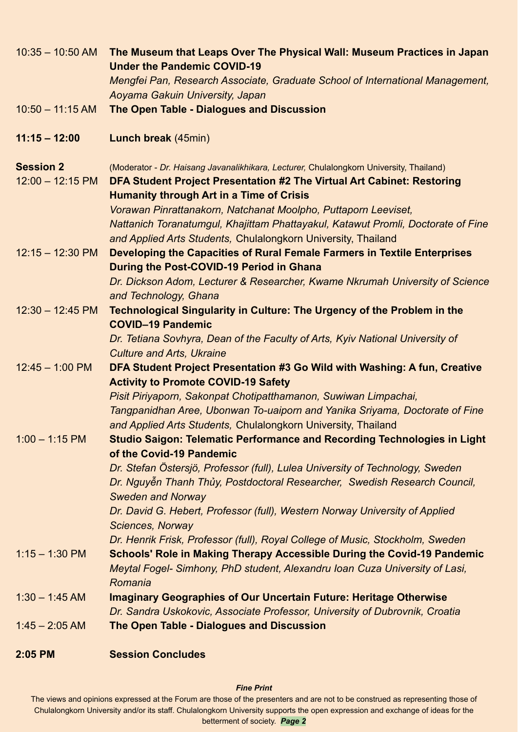10:35 – 10:50 AM **The Museum that Leaps Over The Physical Wall: Museum Practices in Japan Under the Pandemic COVID-19**
*Mengfei Pan, Research Associate, Graduate School of International Management, Aoyama Gakuin University, Japan*

10:50 – 11:15 AM **The Open Table - Dialogues and Discussion**

**11:15 – 12:00** **Lunch break** (45min)

**Session 2** (Moderator - *Dr. Haisang Javanalikhikara, Lecturer,* Chulalongkorn University, Thailand)

12:00 – 12:15 PM **DFA Student Project Presentation #2 The Virtual Art Cabinet: Restoring Humanity through Art in a Time of Crisis**
*Vorawan Pinrattanakorn, Natchanat Moolpho, Puttaporn Leeviset, Nattanich Toranatumgul, Khajittam Phattayakul, Katawut Promli, Doctorate of Fine and Applied Arts Students,* Chulalongkorn University, Thailand

12:15 – 12:30 PM **Developing the Capacities of Rural Female Farmers in Textile Enterprises During the Post-COVID-19 Period in Ghana**
*Dr. Dickson Adom, Lecturer & Researcher, Kwame Nkrumah University of Science and Technology, Ghana*

12:30 – 12:45 PM **Technological Singularity in Culture: The Urgency of the Problem in the COVID–19 Pandemic**
*Dr. Tetiana Sovhyra, Dean of the Faculty of Arts, Kyiv National University of Culture and Arts, Ukraine*

12:45 – 1:00 PM **DFA Student Project Presentation #3 Go Wild with Washing: A fun, Creative Activity to Promote COVID-19 Safety**
*Pisit Piriyaporn, Sakonpat Chotipatthamanon, Suwiwan Limpachai, Tangpanidhan Aree, Ubonwan To-uaiporn and Yanika Sriyama, Doctorate of Fine and Applied Arts Students,* Chulalongkorn University, Thailand

1:00 – 1:15 PM **Studio Saigon: Telematic Performance and Recording Technologies in Light of the Covid-19 Pandemic**
*Dr. Stefan Östersjö, Professor (full), Lulea University of Technology, Sweden*
*Dr. Nguyễn Thanh Thủy, Postdoctoral Researcher, Swedish Research Council, Sweden and Norway*
*Dr. David G. Hebert, Professor (full), Western Norway University of Applied Sciences, Norway*
*Dr. Henrik Frisk, Professor (full), Royal College of Music, Stockholm, Sweden*

1:15 – 1:30 PM **Schools' Role in Making Therapy Accessible During the Covid-19 Pandemic**
*Meytal Fogel- Simhony, PhD student, Alexandru Ioan Cuza University of Lasi, Romania*

1:30 – 1:45 AM **Imaginary Geographies of Our Uncertain Future: Heritage Otherwise**
*Dr. Sandra Uskokovic, Associate Professor, University of Dubrovnik, Croatia*

1:45 – 2:05 AM **The Open Table - Dialogues and Discussion**

**2:05 PM** **Session Concludes**

***Fine Print***

The views and opinions expressed at the Forum are those of the presenters and are not to be construed as representing those of Chulalongkorn University and/or its staff. Chulalongkorn University supports the open expression and exchange of ideas for the betterment of society.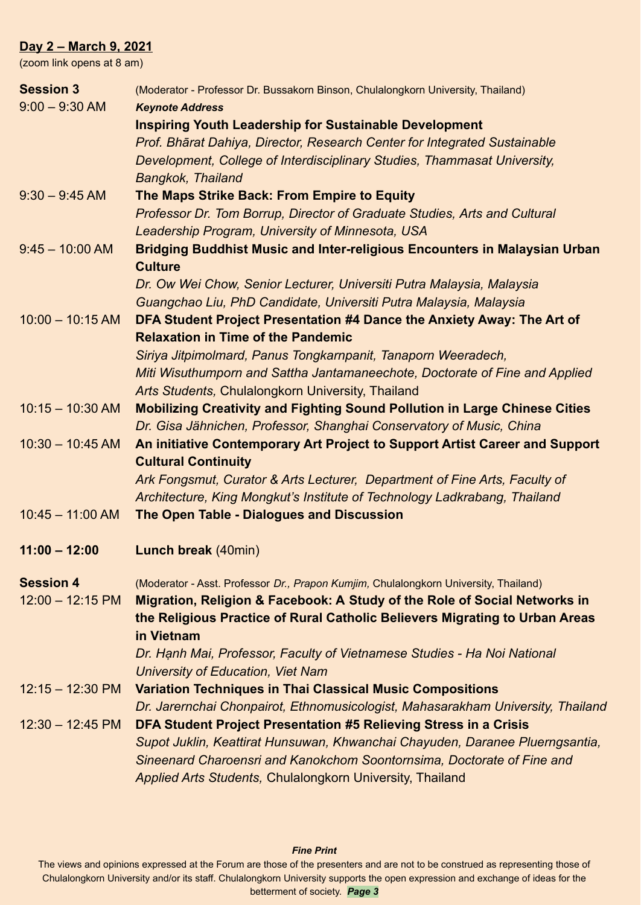**Day 2 – March 9, 2021**

(zoom link opens at 8 am)

**Session 3** (Moderator - Professor Dr. Bussakorn Binson, Chulalongkorn University, Thailand)

9:00 – 9:30 AM
***Keynote Address***
**Inspiring Youth Leadership for Sustainable Development**
*Prof. Bhārat Dahiya, Director, Research Center for Integrated Sustainable Development, College of Interdisciplinary Studies, Thammasat University, Bangkok, Thailand*

9:30 – 9:45 AM
**The Maps Strike Back: From Empire to Equity**
*Professor Dr. Tom Borrup, Director of Graduate Studies, Arts and Cultural Leadership Program, University of Minnesota, USA*

9:45 – 10:00 AM
**Bridging Buddhist Music and Inter-religious Encounters in Malaysian Urban Culture**
*Dr. Ow Wei Chow, Senior Lecturer, Universiti Putra Malaysia, Malaysia*
*Guangchao Liu, PhD Candidate, Universiti Putra Malaysia, Malaysia*

10:00 – 10:15 AM
**DFA Student Project Presentation #4 Dance the Anxiety Away: The Art of Relaxation in Time of the Pandemic**
*Siriya Jitpimolmard, Panus Tongkarnpanit, Tanaporn Weeradech, Miti Wisuthumporn and Sattha Jantamaneechote, Doctorate of Fine and Applied Arts Students,* Chulalongkorn University, Thailand

10:15 – 10:30 AM
**Mobilizing Creativity and Fighting Sound Pollution in Large Chinese Cities**
*Dr. Gisa Jähnichen, Professor, Shanghai Conservatory of Music, China*

10:30 – 10:45 AM
**An initiative Contemporary Art Project to Support Artist Career and Support Cultural Continuity**
*Ark Fongsmut, Curator & Arts Lecturer, Department of Fine Arts, Faculty of Architecture, King Mongkut's Institute of Technology Ladkrabang, Thailand*

10:45 – 11:00 AM
**The Open Table - Dialogues and Discussion**

**11:00 – 12:00** **Lunch break** (40min)

**Session 4** (Moderator - Asst. Professor *Dr., Prapon Kumjim,* Chulalongkorn University, Thailand)

12:00 – 12:15 PM
**Migration, Religion & Facebook: A Study of the Role of Social Networks in the Religious Practice of Rural Catholic Believers Migrating to Urban Areas in Vietnam**
*Dr. Hạnh Mai, Professor, Faculty of Vietnamese Studies - Ha Noi National University of Education, Viet Nam*

12:15 – 12:30 PM
**Variation Techniques in Thai Classical Music Compositions**
*Dr. Jarernchai Chonpairot, Ethnomusicologist, Mahasarakham University, Thailand*

12:30 – 12:45 PM
**DFA Student Project Presentation #5 Relieving Stress in a Crisis**
*Supot Juklin, Keattirat Hunsuwan, Khwanchai Chayuden, Daranee Pluerngsantia, Sineenard Charoensri and Kanokchom Soontornsima, Doctorate of Fine and Applied Arts Students,* Chulalongkorn University, Thailand

***Fine Print***

The views and opinions expressed at the Forum are those of the presenters and are not to be construed as representing those of Chulalongkorn University and/or its staff. Chulalongkorn University supports the open expression and exchange of ideas for the betterment of society.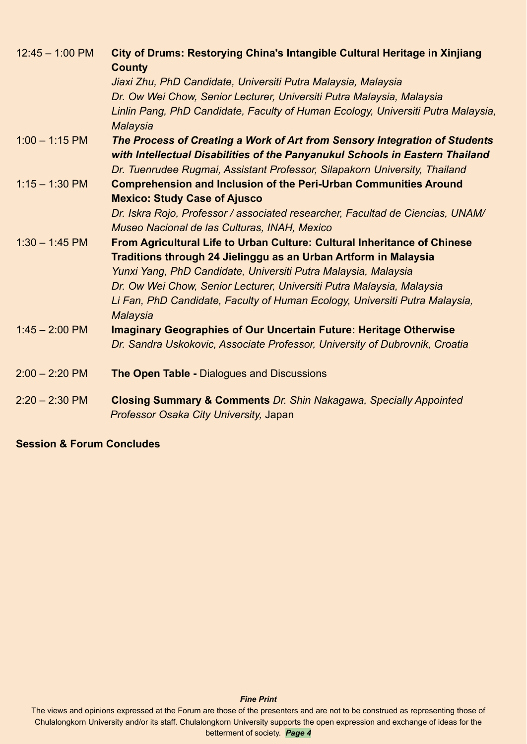12:45 – 1:00 PM **City of Drums: Restorying China's Intangible Cultural Heritage in Xinjiang County**
*Jiaxi Zhu, PhD Candidate, Universiti Putra Malaysia, Malaysia*
*Dr. Ow Wei Chow, Senior Lecturer, Universiti Putra Malaysia, Malaysia*
*Linlin Pang, PhD Candidate, Faculty of Human Ecology, Universiti Putra Malaysia, Malaysia*

1:00 – 1:15 PM ***The Process of Creating a Work of Art from Sensory Integration of Students with Intellectual Disabilities of the Panyanukul Schools in Eastern Thailand***
*Dr. Tuenrudee Rugmai, Assistant Professor, Silapakorn University, Thailand*

1:15 – 1:30 PM **Comprehension and Inclusion of the Peri-Urban Communities Around Mexico: Study Case of Ajusco**
*Dr. Iskra Rojo, Professor / associated researcher, Facultad de Ciencias, UNAM/ Museo Nacional de las Culturas, INAH, Mexico*

1:30 – 1:45 PM **From Agricultural Life to Urban Culture: Cultural Inheritance of Chinese Traditions through 24 Jielinggu as an Urban Artform in Malaysia**
*Yunxi Yang, PhD Candidate, Universiti Putra Malaysia, Malaysia*
*Dr. Ow Wei Chow, Senior Lecturer, Universiti Putra Malaysia, Malaysia*
*Li Fan, PhD Candidate, Faculty of Human Ecology, Universiti Putra Malaysia, Malaysia*

1:45 – 2:00 PM **Imaginary Geographies of Our Uncertain Future: Heritage Otherwise**
*Dr. Sandra Uskokovic, Associate Professor, University of Dubrovnik, Croatia*

2:00 – 2:20 PM **The Open Table -** Dialogues and Discussions

2:20 – 2:30 PM **Closing Summary & Comments** *Dr. Shin Nakagawa, Specially Appointed Professor Osaka City University,* Japan

**Session & Forum Concludes**

***Fine Print***

The views and opinions expressed at the Forum are those of the presenters and are not to be construed as representing those of Chulalongkorn University and/or its staff. Chulalongkorn University supports the open expression and exchange of ideas for the betterment of society.